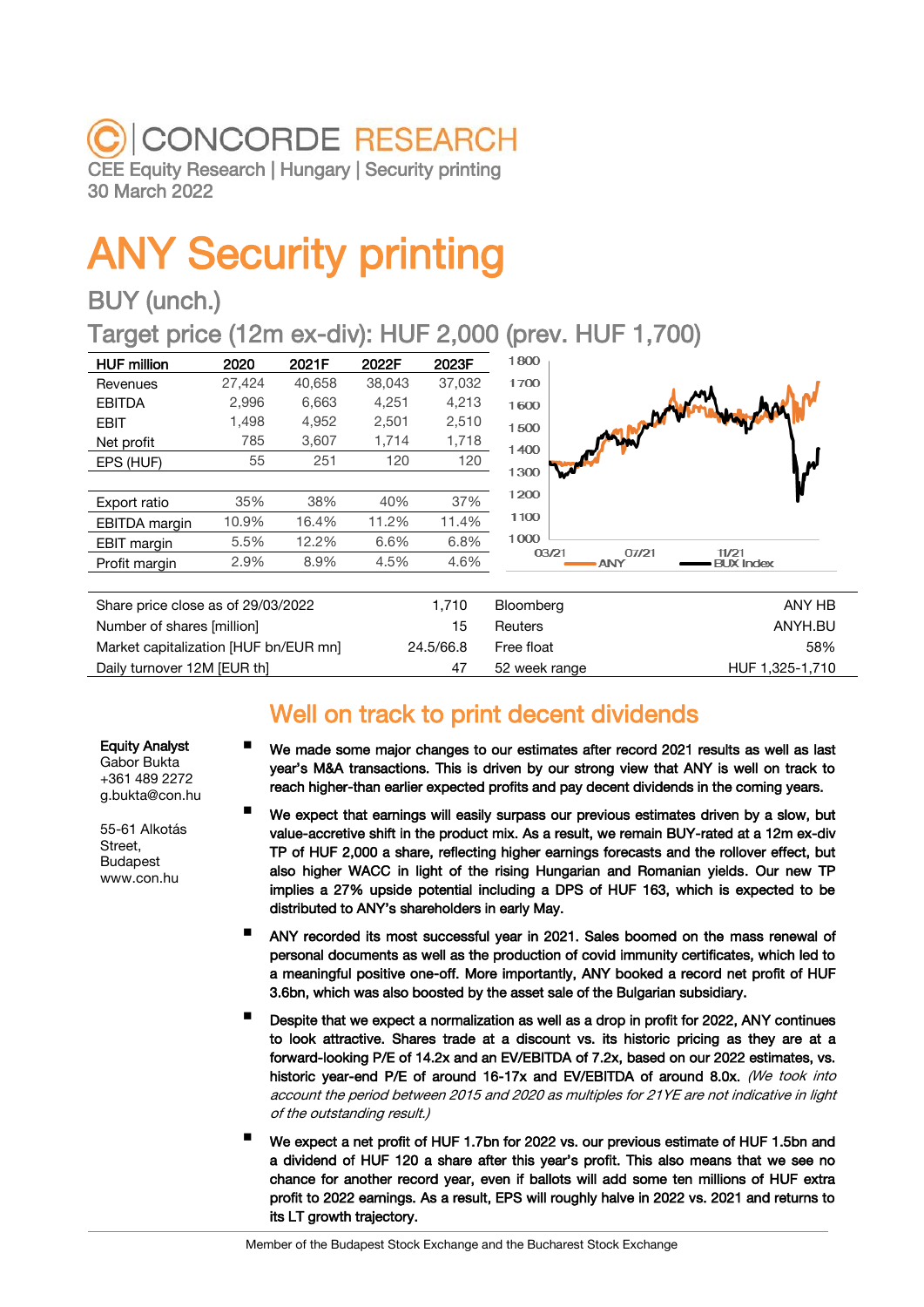# CONCORDE RESEARCH

CEE Equity Research | Hungary | Security printing
30 March 2022

# ANY Security printing

## BUY (unch.)

## Target price (12m ex-div): HUF 2,000 (prev. HUF 1,700)

| HUF million | 2020 | 2021F | 2022F | 2023F |
|---|---|---|---|---|
| Revenues | 27,424 | 40,658 | 38,043 | 37,032 |
| EBITDA | 2,996 | 6,663 | 4,251 | 4,213 |
| EBIT | 1,498 | 4,952 | 2,501 | 2,510 |
| Net profit | 785 | 3,607 | 1,714 | 1,718 |
| EPS (HUF) | 55 | 251 | 120 | 120 |
| | | | | |
| Export ratio | 35% | 38% | 40% | 37% |
| EBITDA margin | 10.9% | 16.4% | 11.2% | 11.4% |
| EBIT margin | 5.5% | 12.2% | 6.6% | 6.8% |
| Profit margin | 2.9% | 8.9% | 4.5% | 4.6% |

| | | | |
|---|---|---|---|
| Share price close as of 29/03/2022 | 1,710 | Bloomberg | ANY HB |
| Number of shares [million] | 15 | Reuters | ANYH.BU |
| Market capitalization [HUF bn/EUR mn] | 24.5/66.8 | Free float | 58% |
| Daily turnover 12M [EUR th] | 47 | 52 week range | HUF 1,325-1,710 |

**Equity Analyst**
Gabor Bukta
+361 489 2272
g.bukta@con.hu

55-61 Alkotás Street,
Budapest
www.con.hu

## Well on track to print decent dividends

- We made some major changes to our estimates after record 2021 results as well as last year's M&A transactions. This is driven by our strong view that ANY is well on track to reach higher-than earlier expected profits and pay decent dividends in the coming years.
- We expect that earnings will easily surpass our previous estimates driven by a slow, but value-accretive shift in the product mix. As a result, we remain BUY-rated at a 12m ex-div TP of HUF 2,000 a share, reflecting higher earnings forecasts and the rollover effect, but also higher WACC in light of the rising Hungarian and Romanian yields. Our new TP implies a 27% upside potential including a DPS of HUF 163, which is expected to be distributed to ANY's shareholders in early May.
- ANY recorded its most successful year in 2021. Sales boomed on the mass renewal of personal documents as well as the production of covid immunity certificates, which led to a meaningful positive one-off. More importantly, ANY booked a record net profit of HUF 3.6bn, which was also boosted by the asset sale of the Bulgarian subsidiary.
- Despite that we expect a normalization as well as a drop in profit for 2022, ANY continues to look attractive. Shares trade at a discount vs. its historic pricing as they are at a forward-looking P/E of 14.2x and an EV/EBITDA of 7.2x, based on our 2022 estimates, vs. historic year-end P/E of around 16-17x and EV/EBITDA of around 8.0x. *(We took into account the period between 2015 and 2020 as multiples for 21YE are not indicative in light of the outstanding result.)*
- We expect a net profit of HUF 1.7bn for 2022 vs. our previous estimate of HUF 1.5bn and a dividend of HUF 120 a share after this year's profit. This also means that we see no chance for another record year, even if ballots will add some ten millions of HUF extra profit to 2022 earnings. As a result, EPS will roughly halve in 2022 vs. 2021 and returns to its LT growth trajectory.

Member of the Budapest Stock Exchange and the Bucharest Stock Exchange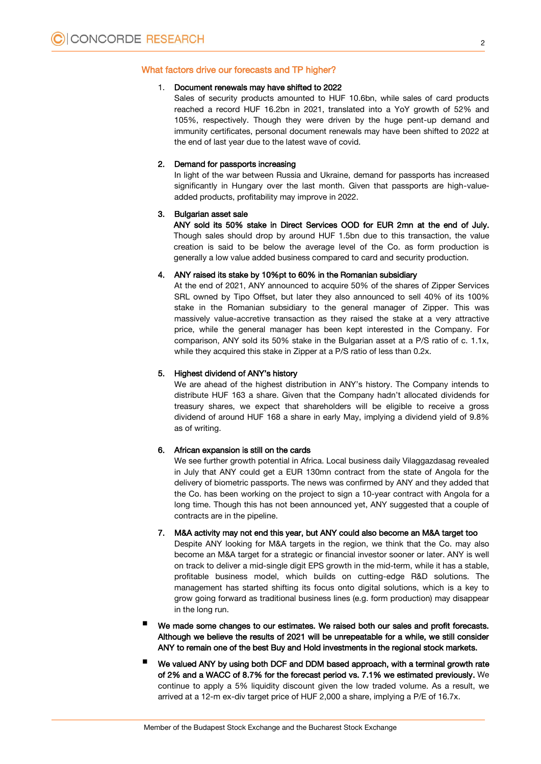## What factors drive our forecasts and TP higher?

1. **Document renewals may have shifted to 2022**
   Sales of security products amounted to HUF 10.6bn, while sales of card products reached a record HUF 16.2bn in 2021, translated into a YoY growth of 52% and 105%, respectively. Though they were driven by the huge pent-up demand and immunity certificates, personal document renewals may have been shifted to 2022 at the end of last year due to the latest wave of covid.

2. **Demand for passports increasing**
   In light of the war between Russia and Ukraine, demand for passports has increased significantly in Hungary over the last month. Given that passports are high-value-added products, profitability may improve in 2022.

3. **Bulgarian asset sale**
   **ANY sold its 50% stake in Direct Services OOD for EUR 2mn at the end of July.** Though sales should drop by around HUF 1.5bn due to this transaction, the value creation is said to be below the average level of the Co. as form production is generally a low value added business compared to card and security production.

4. **ANY raised its stake by 10%pt to 60% in the Romanian subsidiary**
   At the end of 2021, ANY announced to acquire 50% of the shares of Zipper Services SRL owned by Tipo Offset, but later they also announced to sell 40% of its 100% stake in the Romanian subsidiary to the general manager of Zipper. This was massively value-accretive transaction as they raised the stake at a very attractive price, while the general manager has been kept interested in the Company. For comparison, ANY sold its 50% stake in the Bulgarian asset at a P/S ratio of c. 1.1x, while they acquired this stake in Zipper at a P/S ratio of less than 0.2x.

5. **Highest dividend of ANY's history**
   We are ahead of the highest distribution in ANY's history. The Company intends to distribute HUF 163 a share. Given that the Company hadn't allocated dividends for treasury shares, we expect that shareholders will be eligible to receive a gross dividend of around HUF 168 a share in early May, implying a dividend yield of 9.8% as of writing.

6. **African expansion is still on the cards**
   We see further growth potential in Africa. Local business daily Vilaggazdasag revealed in July that ANY could get a EUR 130mn contract from the state of Angola for the delivery of biometric passports. The news was confirmed by ANY and they added that the Co. has been working on the project to sign a 10-year contract with Angola for a long time. Though this has not been announced yet, ANY suggested that a couple of contracts are in the pipeline.

7. **M&A activity may not end this year, but ANY could also become an M&A target too**
   Despite ANY looking for M&A targets in the region, we think that the Co. may also become an M&A target for a strategic or financial investor sooner or later. ANY is well on track to deliver a mid-single digit EPS growth in the mid-term, while it has a stable, profitable business model, which builds on cutting-edge R&D solutions. The management has started shifting its focus onto digital solutions, which is a key to grow going forward as traditional business lines (e.g. form production) may disappear in the long run.

- **We made some changes to our estimates. We raised both our sales and profit forecasts. Although we believe the results of 2021 will be unrepeatable for a while, we still consider ANY to remain one of the best Buy and Hold investments in the regional stock markets.**
- **We valued ANY by using both DCF and DDM based approach, with a terminal growth rate of 2% and a WACC of 8.7% for the forecast period vs. 7.1% we estimated previously.** We continue to apply a 5% liquidity discount given the low traded volume. As a result, we arrived at a 12-m ex-div target price of HUF 2,000 a share, implying a P/E of 16.7x.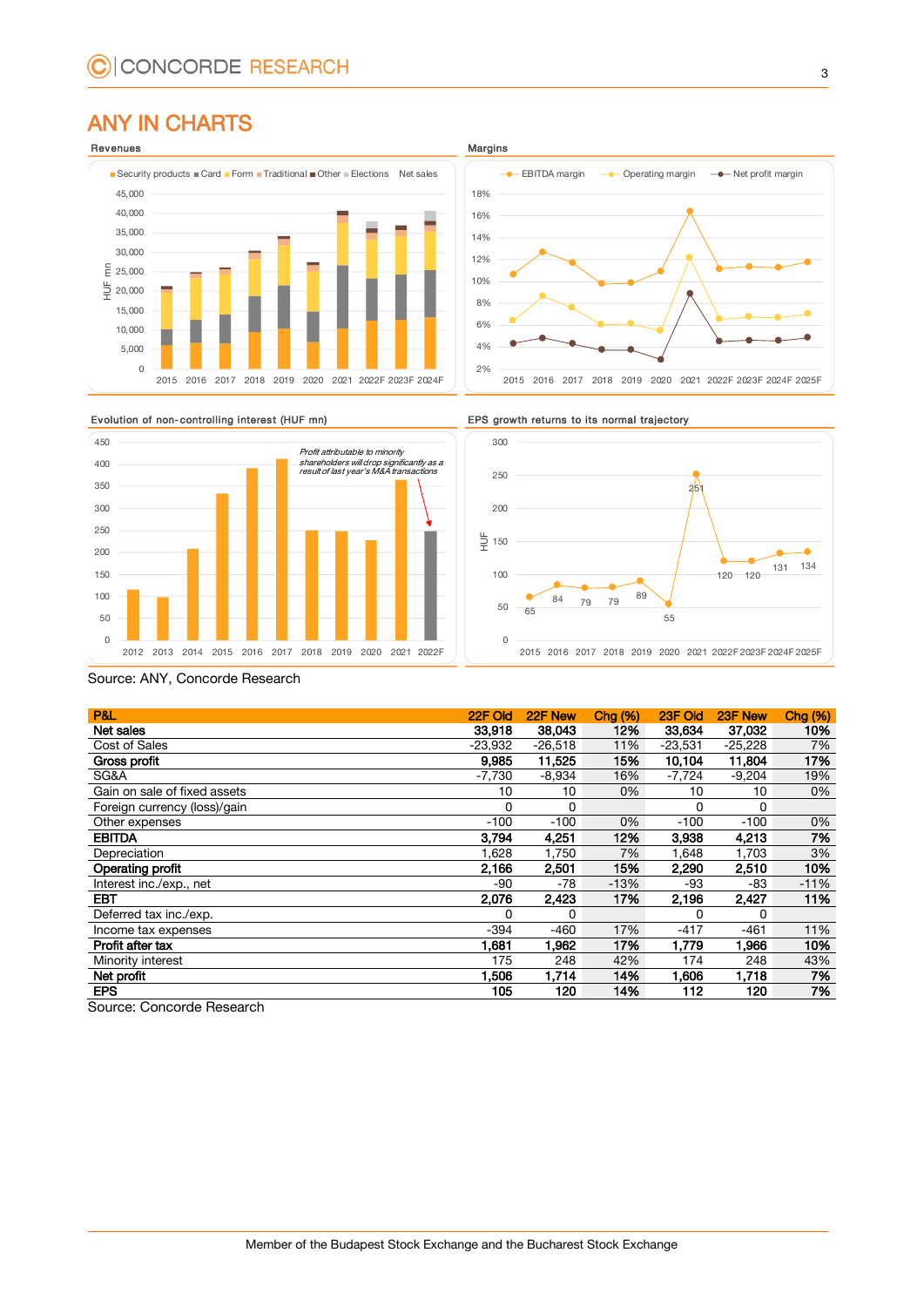# ANY IN CHARTS

**Revenues**

Security products ■ Card ■ Form ■ Traditional ■ Other ■ Elections Net sales

**Margins**

EBITDA margin — Operating margin — Net profit margin

**Evolution of non-controlling interest (HUF mn)**

*Profit attributable to minority shareholders will drop significantly as a result of last year's M&A transactions*

**EPS growth returns to its normal trajectory**

| 2015 | 2016 | 2017 | 2018 | 2019 | 2020 | 2021 | 2022F | 2023F | 2024F | 2025F |
|---|---|---|---|---|---|---|---|---|---|---|
| 65 | 84 | 79 | 79 | 89 | 55 | 251 | 120 | 120 | 131 | 134 |

Source: ANY, Concorde Research

| P&L | 22F Old | 22F New | Chg (%) | 23F Old | 23F New | Chg (%) |
|---|---|---|---|---|---|---|
| **Net sales** | **33,918** | **38,043** | **12%** | **33,634** | **37,032** | **10%** |
| Cost of Sales | -23,932 | -26,518 | 11% | -23,531 | -25,228 | 7% |
| **Gross profit** | **9,985** | **11,525** | **15%** | **10,104** | **11,804** | **17%** |
| SG&A | -7,730 | -8,934 | 16% | -7,724 | -9,204 | 19% |
| Gain on sale of fixed assets | 10 | 10 | 0% | 10 | 10 | 0% |
| Foreign currency (loss)/gain | 0 | 0 | | 0 | 0 | |
| Other expenses | -100 | -100 | 0% | -100 | -100 | 0% |
| **EBITDA** | **3,794** | **4,251** | **12%** | **3,938** | **4,213** | **7%** |
| Depreciation | 1,628 | 1,750 | 7% | 1,648 | 1,703 | 3% |
| **Operating profit** | **2,166** | **2,501** | **15%** | **2,290** | **2,510** | **10%** |
| Interest inc./exp., net | -90 | -78 | -13% | -93 | -83 | -11% |
| **EBT** | **2,076** | **2,423** | **17%** | **2,196** | **2,427** | **11%** |
| Deferred tax inc./exp. | 0 | 0 | | 0 | 0 | |
| Income tax expenses | -394 | -460 | 17% | -417 | -461 | 11% |
| **Profit after tax** | **1,681** | **1,962** | **17%** | **1,779** | **1,966** | **10%** |
| Minority interest | 175 | 248 | 42% | 174 | 248 | 43% |
| **Net profit** | **1,506** | **1,714** | **14%** | **1,606** | **1,718** | **7%** |
| **EPS** | **105** | **120** | **14%** | **112** | **120** | **7%** |

Source: Concorde Research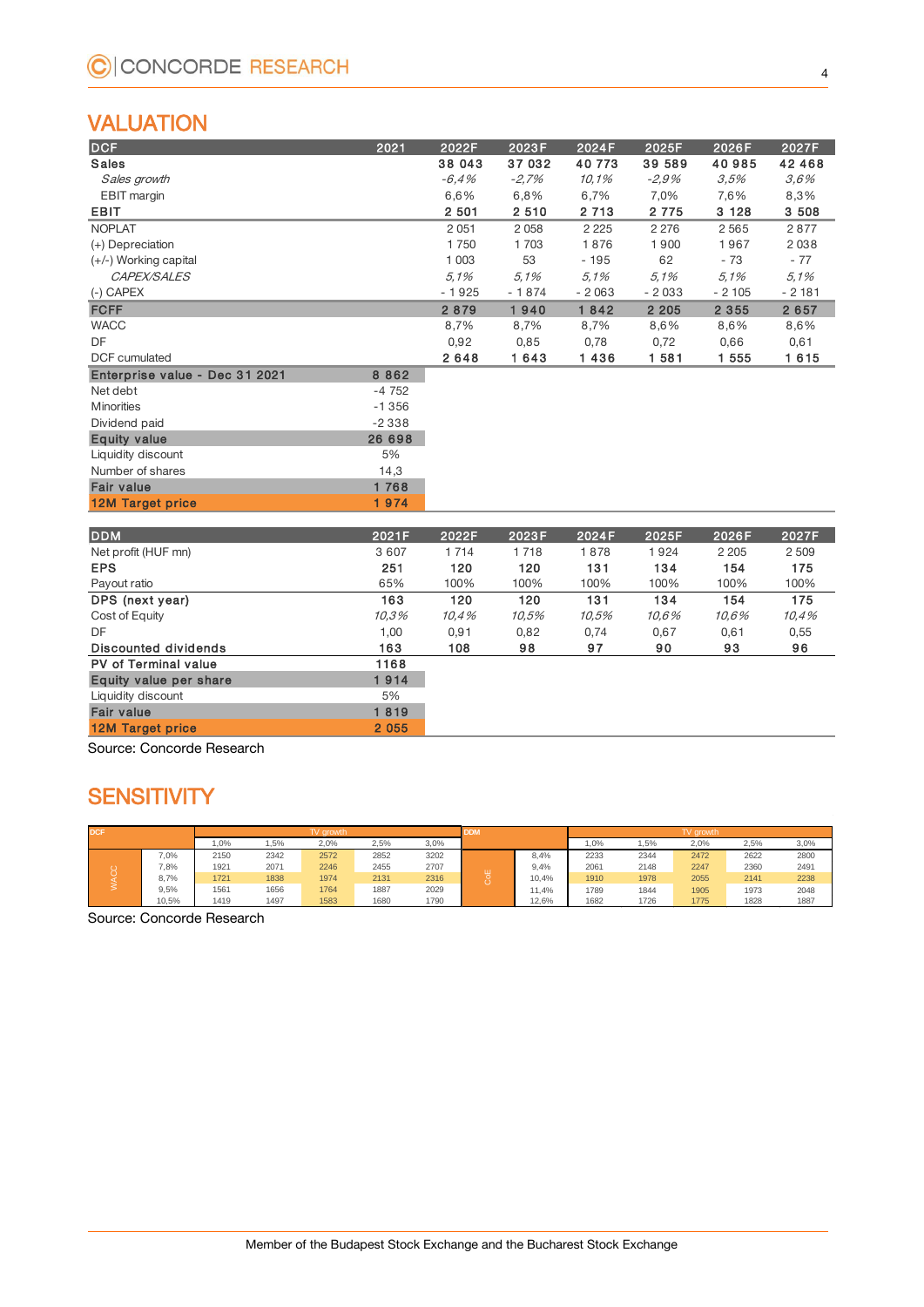## VALUATION

| DCF | 2021 | 2022F | 2023F | 2024F | 2025F | 2026F | 2027F |
|---|---|---|---|---|---|---|---|
| **Sales** | | **38 043** | **37 032** | **40 773** | **39 589** | **40 985** | **42 468** |
| *Sales growth* | | *-6,4%* | *-2,7%* | *10,1%* | *-2,9%* | *3,5%* | *3,6%* |
| EBIT margin | | 6,6% | 6,8% | 6,7% | 7,0% | 7,6% | 8,3% |
| **EBIT** | | **2 501** | **2 510** | **2 713** | **2 775** | **3 128** | **3 508** |
| NOPLAT | | 2 051 | 2 058 | 2 225 | 2 276 | 2 565 | 2 877 |
| (+) Depreciation | | 1 750 | 1 703 | 1 876 | 1 900 | 1 967 | 2 038 |
| (+/-) Working capital | | 1 003 | 53 | - 195 | 62 | - 73 | - 77 |
| *CAPEX/SALES* | | *5,1%* | *5,1%* | *5,1%* | *5,1%* | *5,1%* | *5,1%* |
| (-) CAPEX | | - 1 925 | - 1 874 | - 2 063 | - 2 033 | - 2 105 | - 2 181 |
| **FCFF** | | **2 879** | **1 940** | **1 842** | **2 205** | **2 355** | **2 657** |
| WACC | | 8,7% | 8,7% | 8,7% | 8,6% | 8,6% | 8,6% |
| DF | | 0,92 | 0,85 | 0,78 | 0,72 | 0,66 | 0,61 |
| DCF cumulated | | **2 648** | **1 643** | **1 436** | **1 581** | **1 555** | **1 615** |
| **Enterprise value - Dec 31 2021** | **8 862** | | | | | | |
| Net debt | -4 752 | | | | | | |
| Minorities | -1 356 | | | | | | |
| Dividend paid | -2 338 | | | | | | |
| **Equity value** | **26 698** | | | | | | |
| Liquidity discount | 5% | | | | | | |
| Number of shares | 14,3 | | | | | | |
| **Fair value** | **1 768** | | | | | | |
| **12M Target price** | **1 974** | | | | | | |

| DDM | 2021F | 2022F | 2023F | 2024F | 2025F | 2026F | 2027F |
|---|---|---|---|---|---|---|---|
| Net profit (HUF mn) | 3 607 | 1 714 | 1 718 | 1 878 | 1 924 | 2 205 | 2 509 |
| **EPS** | **251** | **120** | **120** | **131** | **134** | **154** | **175** |
| Payout ratio | 65% | 100% | 100% | 100% | 100% | 100% | 100% |
| **DPS (next year)** | **163** | **120** | **120** | **131** | **134** | **154** | **175** |
| Cost of Equity | *10,3%* | *10,4%* | *10,5%* | *10,5%* | *10,6%* | *10,6%* | *10,4%* |
| DF | 1,00 | 0,91 | 0,82 | 0,74 | 0,67 | 0,61 | 0,55 |
| **Discounted dividends** | **163** | **108** | **98** | **97** | **90** | **93** | **96** |
| **PV of Terminal value** | **1168** | | | | | | |
| **Equity value per share** | **1 914** | | | | | | |
| Liquidity discount | 5% | | | | | | |
| **Fair value** | **1 819** | | | | | | |
| **12M Target price** | **2 055** | | | | | | |

Source: Concorde Research

## SENSITIVITY

| DCF | | TV growth | | | | |
|---|---|---|---|---|---|---|
| | | 1,0% | 1,5% | 2,0% | 2,5% | 3,0% |
| WACC | 7,0% | 2150 | 2342 | 2572 | 2852 | 3202 |
| | 7,8% | 1921 | 2071 | 2246 | 2455 | 2707 |
| | 8,7% | 1721 | 1838 | 1974 | 2131 | 2316 |
| | 9,5% | 1561 | 1656 | 1764 | 1887 | 2029 |
| | 10,5% | 1419 | 1497 | 1583 | 1680 | 1790 |

| DDM | | TV growth | | | | |
|---|---|---|---|---|---|---|
| | | 1,0% | 1,5% | 2,0% | 2,5% | 3,0% |
| CoE | 8,4% | 2233 | 2344 | 2472 | 2622 | 2800 |
| | 9,4% | 2061 | 2148 | 2247 | 2360 | 2491 |
| | 10,4% | 1910 | 1978 | 2055 | 2141 | 2238 |
| | 11,4% | 1789 | 1844 | 1905 | 1973 | 2048 |
| | 12,6% | 1682 | 1726 | 1775 | 1828 | 1887 |

Source: Concorde Research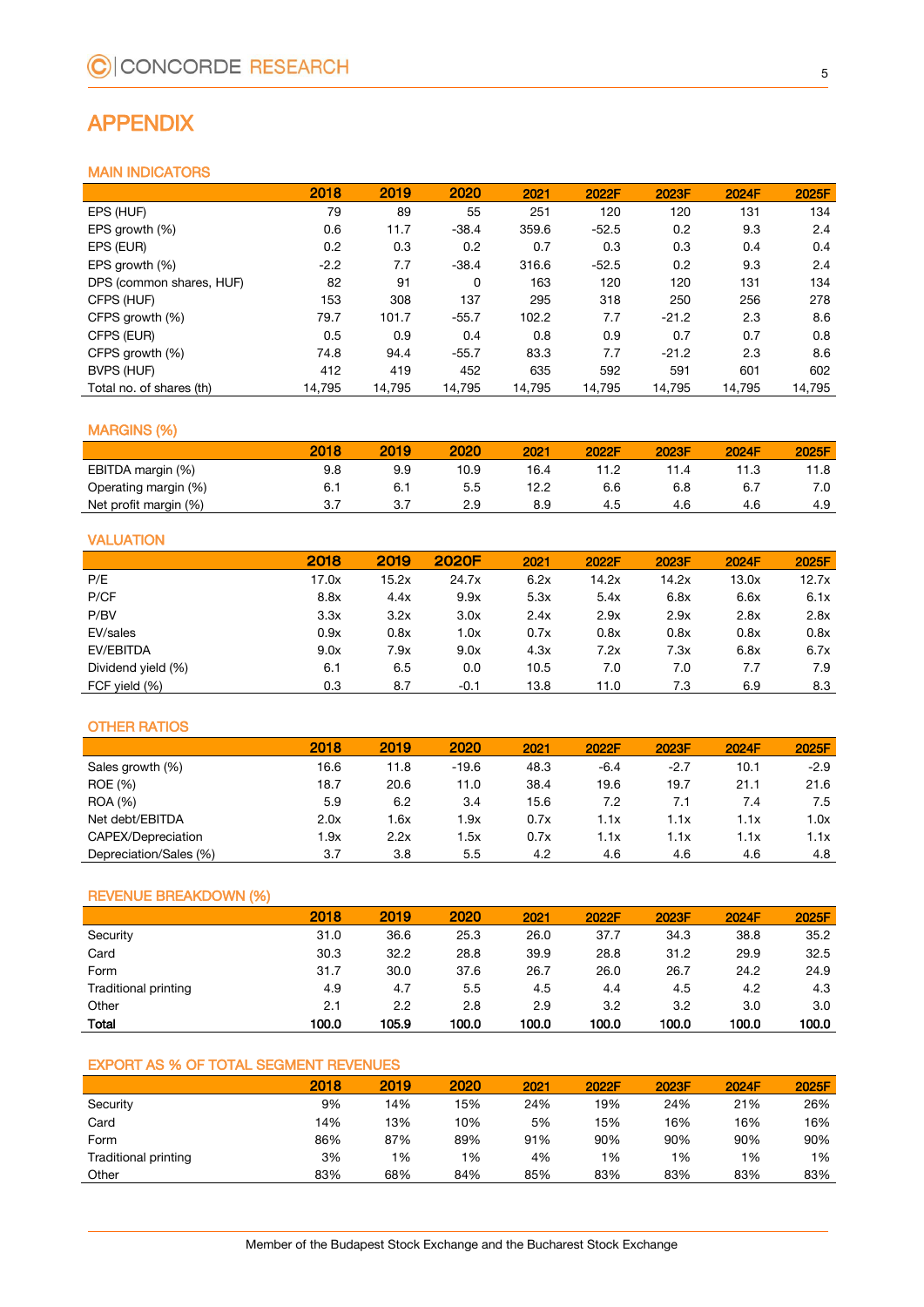# APPENDIX

## MAIN INDICATORS

| | 2018 | 2019 | 2020 | 2021 | 2022F | 2023F | 2024F | 2025F |
|---|---|---|---|---|---|---|---|---|
| EPS (HUF) | 79 | 89 | 55 | 251 | 120 | 120 | 131 | 134 |
| EPS growth (%) | 0.6 | 11.7 | -38.4 | 359.6 | -52.5 | 0.2 | 9.3 | 2.4 |
| EPS (EUR) | 0.2 | 0.3 | 0.2 | 0.7 | 0.3 | 0.3 | 0.4 | 0.4 |
| EPS growth (%) | -2.2 | 7.7 | -38.4 | 316.6 | -52.5 | 0.2 | 9.3 | 2.4 |
| DPS (common shares, HUF) | 82 | 91 | 0 | 163 | 120 | 120 | 131 | 134 |
| CFPS (HUF) | 153 | 308 | 137 | 295 | 318 | 250 | 256 | 278 |
| CFPS growth (%) | 79.7 | 101.7 | -55.7 | 102.2 | 7.7 | -21.2 | 2.3 | 8.6 |
| CFPS (EUR) | 0.5 | 0.9 | 0.4 | 0.8 | 0.9 | 0.7 | 0.7 | 0.8 |
| CFPS growth (%) | 74.8 | 94.4 | -55.7 | 83.3 | 7.7 | -21.2 | 2.3 | 8.6 |
| BVPS (HUF) | 412 | 419 | 452 | 635 | 592 | 591 | 601 | 602 |
| Total no. of shares (th) | 14,795 | 14,795 | 14,795 | 14,795 | 14,795 | 14,795 | 14,795 | 14,795 |

## MARGINS (%)

| | 2018 | 2019 | 2020 | 2021 | 2022F | 2023F | 2024F | 2025F |
|---|---|---|---|---|---|---|---|---|
| EBITDA margin (%) | 9.8 | 9.9 | 10.9 | 16.4 | 11.2 | 11.4 | 11.3 | 11.8 |
| Operating margin (%) | 6.1 | 6.1 | 5.5 | 12.2 | 6.6 | 6.8 | 6.7 | 7.0 |
| Net profit margin (%) | 3.7 | 3.7 | 2.9 | 8.9 | 4.5 | 4.6 | 4.6 | 4.9 |

## VALUATION

| | 2018 | 2019 | 2020F | 2021 | 2022F | 2023F | 2024F | 2025F |
|---|---|---|---|---|---|---|---|---|
| P/E | 17.0x | 15.2x | 24.7x | 6.2x | 14.2x | 14.2x | 13.0x | 12.7x |
| P/CF | 8.8x | 4.4x | 9.9x | 5.3x | 5.4x | 6.8x | 6.6x | 6.1x |
| P/BV | 3.3x | 3.2x | 3.0x | 2.4x | 2.9x | 2.9x | 2.8x | 2.8x |
| EV/sales | 0.9x | 0.8x | 1.0x | 0.7x | 0.8x | 0.8x | 0.8x | 0.8x |
| EV/EBITDA | 9.0x | 7.9x | 9.0x | 4.3x | 7.2x | 7.3x | 6.8x | 6.7x |
| Dividend yield (%) | 6.1 | 6.5 | 0.0 | 10.5 | 7.0 | 7.0 | 7.7 | 7.9 |
| FCF yield (%) | 0.3 | 8.7 | -0.1 | 13.8 | 11.0 | 7.3 | 6.9 | 8.3 |

## OTHER RATIOS

| | 2018 | 2019 | 2020 | 2021 | 2022F | 2023F | 2024F | 2025F |
|---|---|---|---|---|---|---|---|---|
| Sales growth (%) | 16.6 | 11.8 | -19.6 | 48.3 | -6.4 | -2.7 | 10.1 | -2.9 |
| ROE (%) | 18.7 | 20.6 | 11.0 | 38.4 | 19.6 | 19.7 | 21.1 | 21.6 |
| ROA (%) | 5.9 | 6.2 | 3.4 | 15.6 | 7.2 | 7.1 | 7.4 | 7.5 |
| Net debt/EBITDA | 2.0x | 1.6x | 1.9x | 0.7x | 1.1x | 1.1x | 1.1x | 1.0x |
| CAPEX/Depreciation | 1.9x | 2.2x | 1.5x | 0.7x | 1.1x | 1.1x | 1.1x | 1.1x |
| Depreciation/Sales (%) | 3.7 | 3.8 | 5.5 | 4.2 | 4.6 | 4.6 | 4.6 | 4.8 |

## REVENUE BREAKDOWN (%)

| | 2018 | 2019 | 2020 | 2021 | 2022F | 2023F | 2024F | 2025F |
|---|---|---|---|---|---|---|---|---|
| Security | 31.0 | 36.6 | 25.3 | 26.0 | 37.7 | 34.3 | 38.8 | 35.2 |
| Card | 30.3 | 32.2 | 28.8 | 39.9 | 28.8 | 31.2 | 29.9 | 32.5 |
| Form | 31.7 | 30.0 | 37.6 | 26.7 | 26.0 | 26.7 | 24.2 | 24.9 |
| Traditional printing | 4.9 | 4.7 | 5.5 | 4.5 | 4.4 | 4.5 | 4.2 | 4.3 |
| Other | 2.1 | 2.2 | 2.8 | 2.9 | 3.2 | 3.2 | 3.0 | 3.0 |
| **Total** | **100.0** | **105.9** | **100.0** | **100.0** | **100.0** | **100.0** | **100.0** | **100.0** |

## EXPORT AS % OF TOTAL SEGMENT REVENUES

| | 2018 | 2019 | 2020 | 2021 | 2022F | 2023F | 2024F | 2025F |
|---|---|---|---|---|---|---|---|---|
| Security | 9% | 14% | 15% | 24% | 19% | 24% | 21% | 26% |
| Card | 14% | 13% | 10% | 5% | 15% | 16% | 16% | 16% |
| Form | 86% | 87% | 89% | 91% | 90% | 90% | 90% | 90% |
| Traditional printing | 3% | 1% | 1% | 4% | 1% | 1% | 1% | 1% |
| Other | 83% | 68% | 84% | 85% | 83% | 83% | 83% | 83% |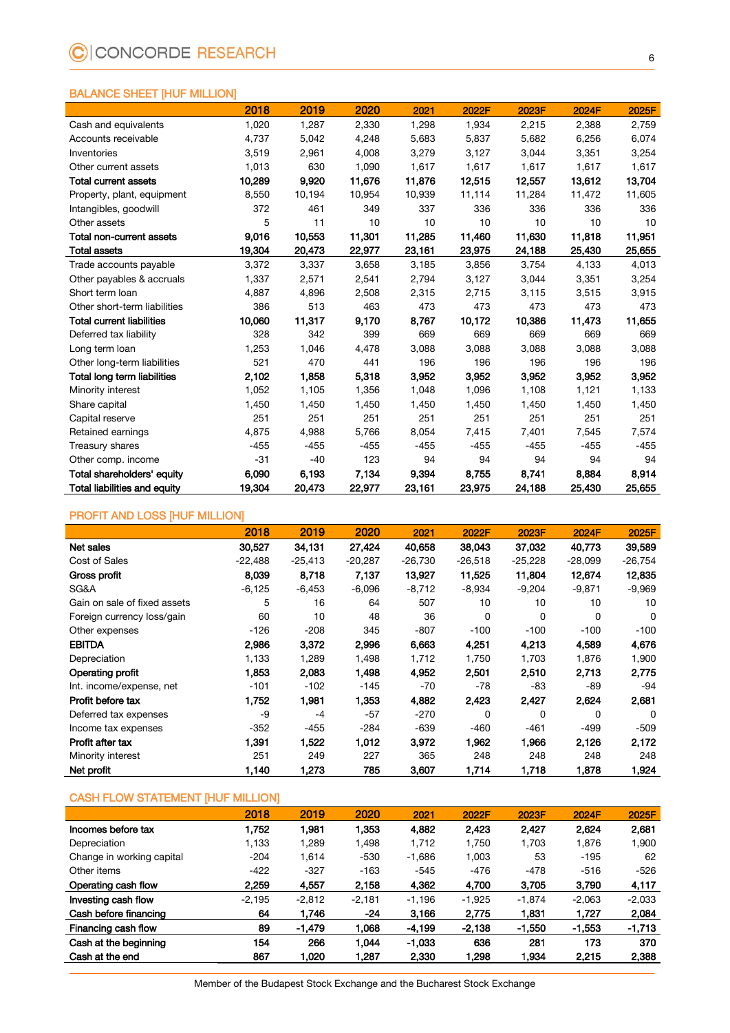## BALANCE SHEET [HUF MILLION]

| | 2018 | 2019 | 2020 | 2021 | 2022F | 2023F | 2024F | 2025F |
|---|---|---|---|---|---|---|---|---|
| Cash and equivalents | 1,020 | 1,287 | 2,330 | 1,298 | 1,934 | 2,215 | 2,388 | 2,759 |
| Accounts receivable | 4,737 | 5,042 | 4,248 | 5,683 | 5,837 | 5,682 | 6,256 | 6,074 |
| Inventories | 3,519 | 2,961 | 4,008 | 3,279 | 3,127 | 3,044 | 3,351 | 3,254 |
| Other current assets | 1,013 | 630 | 1,090 | 1,617 | 1,617 | 1,617 | 1,617 | 1,617 |
| **Total current assets** | **10,289** | **9,920** | **11,676** | **11,876** | **12,515** | **12,557** | **13,612** | **13,704** |
| Property, plant, equipment | 8,550 | 10,194 | 10,954 | 10,939 | 11,114 | 11,284 | 11,472 | 11,605 |
| Intangibles, goodwill | 372 | 461 | 349 | 337 | 336 | 336 | 336 | 336 |
| Other assets | 5 | 11 | 10 | 10 | 10 | 10 | 10 | 10 |
| **Total non-current assets** | **9,016** | **10,553** | **11,301** | **11,285** | **11,460** | **11,630** | **11,818** | **11,951** |
| **Total assets** | **19,304** | **20,473** | **22,977** | **23,161** | **23,975** | **24,188** | **25,430** | **25,655** |
| Trade accounts payable | 3,372 | 3,337 | 3,658 | 3,185 | 3,856 | 3,754 | 4,133 | 4,013 |
| Other payables & accruals | 1,337 | 2,571 | 2,541 | 2,794 | 3,127 | 3,044 | 3,351 | 3,254 |
| Short term loan | 4,887 | 4,896 | 2,508 | 2,315 | 2,715 | 3,115 | 3,515 | 3,915 |
| Other short-term liabilities | 386 | 513 | 463 | 473 | 473 | 473 | 473 | 473 |
| **Total current liabilities** | **10,060** | **11,317** | **9,170** | **8,767** | **10,172** | **10,386** | **11,473** | **11,655** |
| Deferred tax liability | 328 | 342 | 399 | 669 | 669 | 669 | 669 | 669 |
| Long term loan | 1,253 | 1,046 | 4,478 | 3,088 | 3,088 | 3,088 | 3,088 | 3,088 |
| Other long-term liabilities | 521 | 470 | 441 | 196 | 196 | 196 | 196 | 196 |
| **Total long term liabilities** | **2,102** | **1,858** | **5,318** | **3,952** | **3,952** | **3,952** | **3,952** | **3,952** |
| Minority interest | 1,052 | 1,105 | 1,356 | 1,048 | 1,096 | 1,108 | 1,121 | 1,133 |
| Share capital | 1,450 | 1,450 | 1,450 | 1,450 | 1,450 | 1,450 | 1,450 | 1,450 |
| Capital reserve | 251 | 251 | 251 | 251 | 251 | 251 | 251 | 251 |
| Retained earnings | 4,875 | 4,988 | 5,766 | 8,054 | 7,415 | 7,401 | 7,545 | 7,574 |
| Treasury shares | -455 | -455 | -455 | -455 | -455 | -455 | -455 | -455 |
| Other comp. income | -31 | -40 | 123 | 94 | 94 | 94 | 94 | 94 |
| **Total shareholders' equity** | **6,090** | **6,193** | **7,134** | **9,394** | **8,755** | **8,741** | **8,884** | **8,914** |
| **Total liabilities and equity** | **19,304** | **20,473** | **22,977** | **23,161** | **23,975** | **24,188** | **25,430** | **25,655** |

## PROFIT AND LOSS [HUF MILLION]

| | 2018 | 2019 | 2020 | 2021 | 2022F | 2023F | 2024F | 2025F |
|---|---|---|---|---|---|---|---|---|
| **Net sales** | **30,527** | **34,131** | **27,424** | **40,658** | **38,043** | **37,032** | **40,773** | **39,589** |
| Cost of Sales | -22,488 | -25,413 | -20,287 | -26,730 | -26,518 | -25,228 | -28,099 | -26,754 |
| **Gross profit** | **8,039** | **8,718** | **7,137** | **13,927** | **11,525** | **11,804** | **12,674** | **12,835** |
| SG&A | -6,125 | -6,453 | -6,096 | -8,712 | -8,934 | -9,204 | -9,871 | -9,969 |
| Gain on sale of fixed assets | 5 | 16 | 64 | 507 | 10 | 10 | 10 | 10 |
| Foreign currency loss/gain | 60 | 10 | 48 | 36 | 0 | 0 | 0 | 0 |
| Other expenses | -126 | -208 | 345 | -807 | -100 | -100 | -100 | -100 |
| **EBITDA** | **2,986** | **3,372** | **2,996** | **6,663** | **4,251** | **4,213** | **4,589** | **4,676** |
| Depreciation | 1,133 | 1,289 | 1,498 | 1,712 | 1,750 | 1,703 | 1,876 | 1,900 |
| **Operating profit** | **1,853** | **2,083** | **1,498** | **4,952** | **2,501** | **2,510** | **2,713** | **2,775** |
| Int. income/expense, net | -101 | -102 | -145 | -70 | -78 | -83 | -89 | -94 |
| **Profit before tax** | **1,752** | **1,981** | **1,353** | **4,882** | **2,423** | **2,427** | **2,624** | **2,681** |
| Deferred tax expenses | -9 | -4 | -57 | -270 | 0 | 0 | 0 | 0 |
| Income tax expenses | -352 | -455 | -284 | -639 | -460 | -461 | -499 | -509 |
| **Profit after tax** | **1,391** | **1,522** | **1,012** | **3,972** | **1,962** | **1,966** | **2,126** | **2,172** |
| Minority interest | 251 | 249 | 227 | 365 | 248 | 248 | 248 | 248 |
| **Net profit** | **1,140** | **1,273** | **785** | **3,607** | **1,714** | **1,718** | **1,878** | **1,924** |

## CASH FLOW STATEMENT [HUF MILLION]

| | 2018 | 2019 | 2020 | 2021 | 2022F | 2023F | 2024F | 2025F |
|---|---|---|---|---|---|---|---|---|
| **Incomes before tax** | **1,752** | **1,981** | **1,353** | **4,882** | **2,423** | **2,427** | **2,624** | **2,681** |
| Depreciation | 1,133 | 1,289 | 1,498 | 1,712 | 1,750 | 1,703 | 1,876 | 1,900 |
| Change in working capital | -204 | 1,614 | -530 | -1,686 | 1,003 | 53 | -195 | 62 |
| Other items | -422 | -327 | -163 | -545 | -476 | -478 | -516 | -526 |
| **Operating cash flow** | **2,259** | **4,557** | **2,158** | **4,362** | **4,700** | **3,705** | **3,790** | **4,117** |
| **Investing cash flow** | **-2,195** | **-2,812** | **-2,181** | **-1,196** | **-1,925** | **-1,874** | **-2,063** | **-2,033** |
| **Cash before financing** | **64** | **1,746** | **-24** | **3,166** | **2,775** | **1,831** | **1,727** | **2,084** |
| **Financing cash flow** | **89** | **-1,479** | **1,068** | **-4,199** | **-2,138** | **-1,550** | **-1,553** | **-1,713** |
| **Cash at the beginning** | **154** | **266** | **1,044** | **-1,033** | **636** | **281** | **173** | **370** |
| **Cash at the end** | **867** | **1,020** | **1,287** | **2,330** | **1,298** | **1,934** | **2,215** | **2,388** |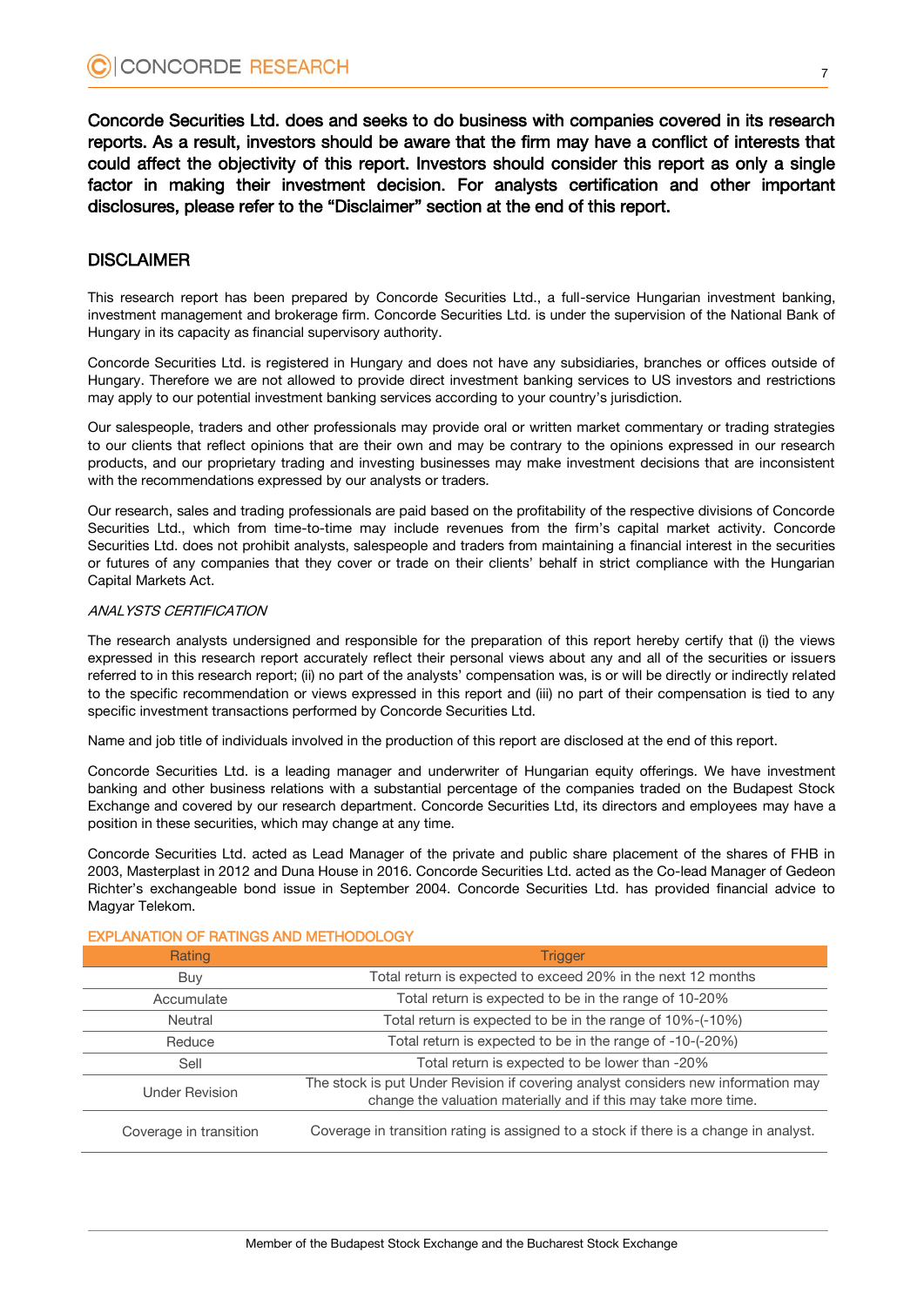**Concorde Securities Ltd. does and seeks to do business with companies covered in its research reports. As a result, investors should be aware that the firm may have a conflict of interests that could affect the objectivity of this report. Investors should consider this report as only a single factor in making their investment decision. For analysts certification and other important disclosures, please refer to the "Disclaimer" section at the end of this report.**

## DISCLAIMER

This research report has been prepared by Concorde Securities Ltd., a full-service Hungarian investment banking, investment management and brokerage firm. Concorde Securities Ltd. is under the supervision of the National Bank of Hungary in its capacity as financial supervisory authority.

Concorde Securities Ltd. is registered in Hungary and does not have any subsidiaries, branches or offices outside of Hungary. Therefore we are not allowed to provide direct investment banking services to US investors and restrictions may apply to our potential investment banking services according to your country's jurisdiction.

Our salespeople, traders and other professionals may provide oral or written market commentary or trading strategies to our clients that reflect opinions that are their own and may be contrary to the opinions expressed in our research products, and our proprietary trading and investing businesses may make investment decisions that are inconsistent with the recommendations expressed by our analysts or traders.

Our research, sales and trading professionals are paid based on the profitability of the respective divisions of Concorde Securities Ltd., which from time-to-time may include revenues from the firm's capital market activity. Concorde Securities Ltd. does not prohibit analysts, salespeople and traders from maintaining a financial interest in the securities or futures of any companies that they cover or trade on their clients' behalf in strict compliance with the Hungarian Capital Markets Act.

*ANALYSTS CERTIFICATION*

The research analysts undersigned and responsible for the preparation of this report hereby certify that (i) the views expressed in this research report accurately reflect their personal views about any and all of the securities or issuers referred to in this research report; (ii) no part of the analysts' compensation was, is or will be directly or indirectly related to the specific recommendation or views expressed in this report and (iii) no part of their compensation is tied to any specific investment transactions performed by Concorde Securities Ltd.

Name and job title of individuals involved in the production of this report are disclosed at the end of this report.

Concorde Securities Ltd. is a leading manager and underwriter of Hungarian equity offerings. We have investment banking and other business relations with a substantial percentage of the companies traded on the Budapest Stock Exchange and covered by our research department. Concorde Securities Ltd, its directors and employees may have a position in these securities, which may change at any time.

Concorde Securities Ltd. acted as Lead Manager of the private and public share placement of the shares of FHB in 2003, Masterplast in 2012 and Duna House in 2016. Concorde Securities Ltd. acted as the Co-lead Manager of Gedeon Richter's exchangeable bond issue in September 2004. Concorde Securities Ltd. has provided financial advice to Magyar Telekom.

### EXPLANATION OF RATINGS AND METHODOLOGY

| Rating | Trigger |
|---|---|
| Buy | Total return is expected to exceed 20% in the next 12 months |
| Accumulate | Total return is expected to be in the range of 10-20% |
| Neutral | Total return is expected to be in the range of 10%-(-10%) |
| Reduce | Total return is expected to be in the range of -10-(-20%) |
| Sell | Total return is expected to be lower than -20% |
| Under Revision | The stock is put Under Revision if covering analyst considers new information may change the valuation materially and if this may take more time. |
| Coverage in transition | Coverage in transition rating is assigned to a stock if there is a change in analyst. |

Member of the Budapest Stock Exchange and the Bucharest Stock Exchange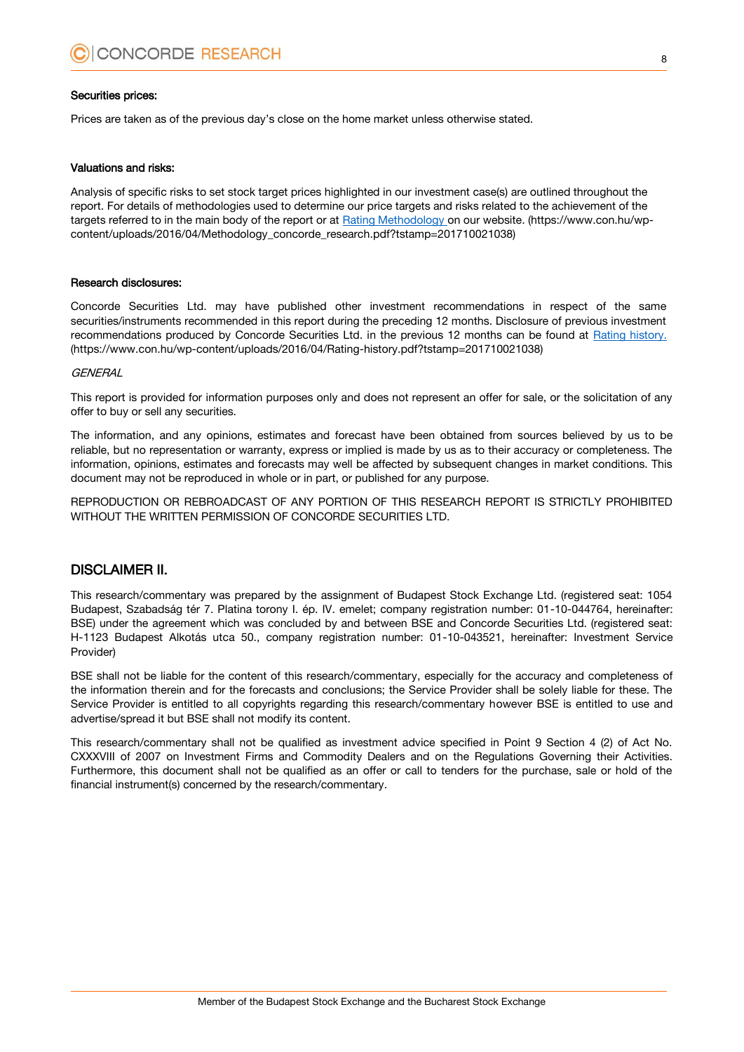### Securities prices:

Prices are taken as of the previous day's close on the home market unless otherwise stated.

### Valuations and risks:

Analysis of specific risks to set stock target prices highlighted in our investment case(s) are outlined throughout the report. For details of methodologies used to determine our price targets and risks related to the achievement of the targets referred to in the main body of the report or at [Rating Methodology](https://www.con.hu/wp-content/uploads/2016/04/Methodology_concorde_research.pdf?tstamp=201710021038) on our website. (https://www.con.hu/wp-content/uploads/2016/04/Methodology_concorde_research.pdf?tstamp=201710021038)

### Research disclosures:

Concorde Securities Ltd. may have published other investment recommendations in respect of the same securities/instruments recommended in this report during the preceding 12 months. Disclosure of previous investment recommendations produced by Concorde Securities Ltd. in the previous 12 months can be found at [Rating history.](https://www.con.hu/wp-content/uploads/2016/04/Rating-history.pdf?tstamp=201710021038) (https://www.con.hu/wp-content/uploads/2016/04/Rating-history.pdf?tstamp=201710021038)

*GENERAL*

This report is provided for information purposes only and does not represent an offer for sale, or the solicitation of any offer to buy or sell any securities.

The information, and any opinions, estimates and forecast have been obtained from sources believed by us to be reliable, but no representation or warranty, express or implied is made by us as to their accuracy or completeness. The information, opinions, estimates and forecasts may well be affected by subsequent changes in market conditions. This document may not be reproduced in whole or in part, or published for any purpose.

REPRODUCTION OR REBROADCAST OF ANY PORTION OF THIS RESEARCH REPORT IS STRICTLY PROHIBITED WITHOUT THE WRITTEN PERMISSION OF CONCORDE SECURITIES LTD.

## DISCLAIMER II.

This research/commentary was prepared by the assignment of Budapest Stock Exchange Ltd. (registered seat: 1054 Budapest, Szabadság tér 7. Platina torony I. ép. IV. emelet; company registration number: 01-10-044764, hereinafter: BSE) under the agreement which was concluded by and between BSE and Concorde Securities Ltd. (registered seat: H-1123 Budapest Alkotás utca 50., company registration number: 01-10-043521, hereinafter: Investment Service Provider)

BSE shall not be liable for the content of this research/commentary, especially for the accuracy and completeness of the information therein and for the forecasts and conclusions; the Service Provider shall be solely liable for these. The Service Provider is entitled to all copyrights regarding this research/commentary however BSE is entitled to use and advertise/spread it but BSE shall not modify its content.

This research/commentary shall not be qualified as investment advice specified in Point 9 Section 4 (2) of Act No. CXXXVIII of 2007 on Investment Firms and Commodity Dealers and on the Regulations Governing their Activities. Furthermore, this document shall not be qualified as an offer or call to tenders for the purchase, sale or hold of the financial instrument(s) concerned by the research/commentary.